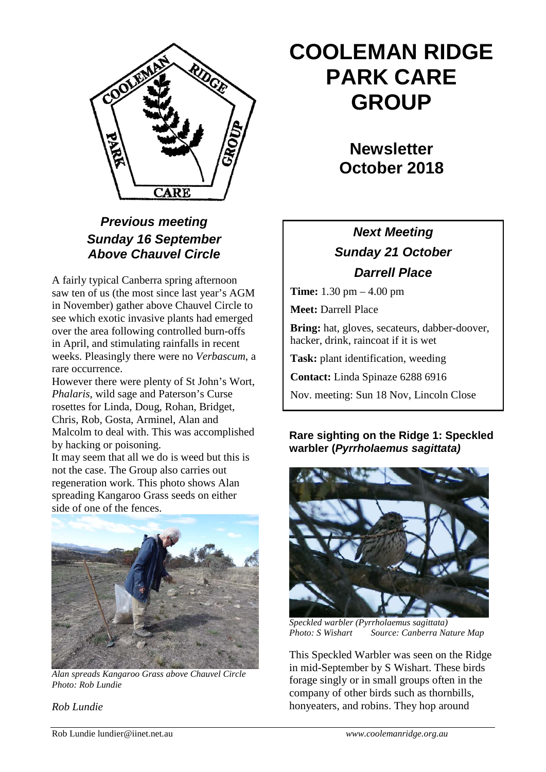# COOLEMAN RIDGE PARK CARE GROUP

## Newsletter October 2018

### *Previous meeting Sunday 16 September Above Chauvel Circle*

A fairly typical Canberra spring afternoon saw ten of us (the most since last year's AGM in November) gather above Chauvel Circle to see which exotic invasive plants had emerged over the area following controlled burn-offs in April, and stimulating rainfalls in recent weeks. Pleasingly there were no *Verbascum*, a rare occurrence.

However there were plenty of St John's Wort, *Phalaris*, wild sage and Paterson's Curse rosettes for Linda, Doug, Rohan, Bridget, Chris, Rob, Gosta, Arminel, Alan and Malcolm to deal with. This was accomplished by hacking or poisoning.

It may seem that all we do is weed but this is not the case. The Group also carries out regeneration work. This photo shows Alan spreading Kangaroo Grass seeds on either side of one of the fences.

*Alan spreads Kangaroo Grass above Chauvel Circle*
*Photo: Rob Lundie*

*Rob Lundie*

### *Next Meeting Sunday 21 October Darrell Place*

**Time:** 1.30 pm – 4.00 pm

**Meet:** Darrell Place

**Bring:** hat, gloves, secateurs, dabber-doover, hacker, drink, raincoat if it is wet

**Task:** plant identification, weeding

**Contact:** Linda Spinaze 6288 6916

Nov. meeting: Sun 18 Nov, Lincoln Close

### Rare sighting on the Ridge 1: Speckled warbler (*Pyrrholaemus sagittata)*

*Speckled warbler (Pyrrholaemus sagittata)*
*Photo: S Wishart Source: Canberra Nature Map*

This Speckled Warbler was seen on the Ridge in mid-September by S Wishart. These birds forage singly or in small groups often in the company of other birds such as thornbills, honyeaters, and robins. They hop around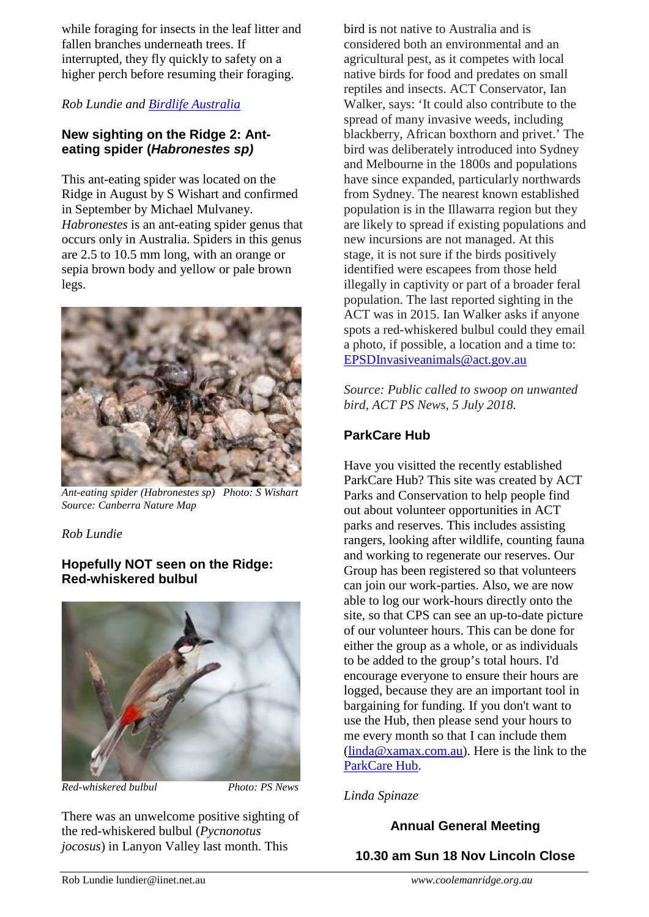while foraging for insects in the leaf litter and fallen branches underneath trees. If interrupted, they fly quickly to safety on a higher perch before resuming their foraging.

*Rob Lundie and [Birdlife Australia]*

### New sighting on the Ridge 2: Ant-eating spider (*Habronestes sp)*

This ant-eating spider was located on the Ridge in August by S Wishart and confirmed in September by Michael Mulvaney. *Habronestes* is an ant-eating spider genus that occurs only in Australia. Spiders in this genus are 2.5 to 10.5 mm long, with an orange or sepia brown body and yellow or pale brown legs.

*Ant-eating spider (Habronestes sp)   Photo: S Wishart*
*Source: Canberra Nature Map*

*Rob Lundie*

### Hopefully NOT seen on the Ridge: Red-whiskered bulbul

*Red-whiskered bulbul   Photo: PS News*

There was an unwelcome positive sighting of the red-whiskered bulbul (*Pycnonotus jocosus*) in Lanyon Valley last month. This bird is not native to Australia and is considered both an environmental and an agricultural pest, as it competes with local native birds for food and predates on small reptiles and insects. ACT Conservator, Ian Walker, says: 'It could also contribute to the spread of many invasive weeds, including blackberry, African boxthorn and privet.' The bird was deliberately introduced into Sydney and Melbourne in the 1800s and populations have since expanded, particularly northwards from Sydney. The nearest known established population is in the Illawarra region but they are likely to spread if existing populations and new incursions are not managed. At this stage, it is not sure if the birds positively identified were escapees from those held illegally in captivity or part of a broader feral population. The last reported sighting in the ACT was in 2015. Ian Walker asks if anyone spots a red-whiskered bulbul could they email a photo, if possible, a location and a time to: EPSDInvasiveanimals@act.gov.au

*Source: Public called to swoop on unwanted bird, ACT PS News, 5 July 2018.*

### ParkCare Hub

Have you visitted the recently established ParkCare Hub? This site was created by ACT Parks and Conservation to help people find out about volunteer opportunities in ACT parks and reserves. This includes assisting rangers, looking after wildlife, counting fauna and working to regenerate our reserves. Our Group has been registered so that volunteers can join our work-parties. Also, we are now able to log our work-hours directly onto the site, so that CPS can see an up-to-date picture of our volunteer hours. This can be done for either the group as a whole, or as individuals to be added to the group's total hours. I'd encourage everyone to ensure their hours are logged, because they are an important tool in bargaining for funding. If you don't want to use the Hub, then please send your hours to me every month so that I can include them (linda@xamax.com.au). Here is the link to the ParkCare Hub.

*Linda Spinaze*

**Annual General Meeting**

**10.30 am Sun 18 Nov Lincoln Close**